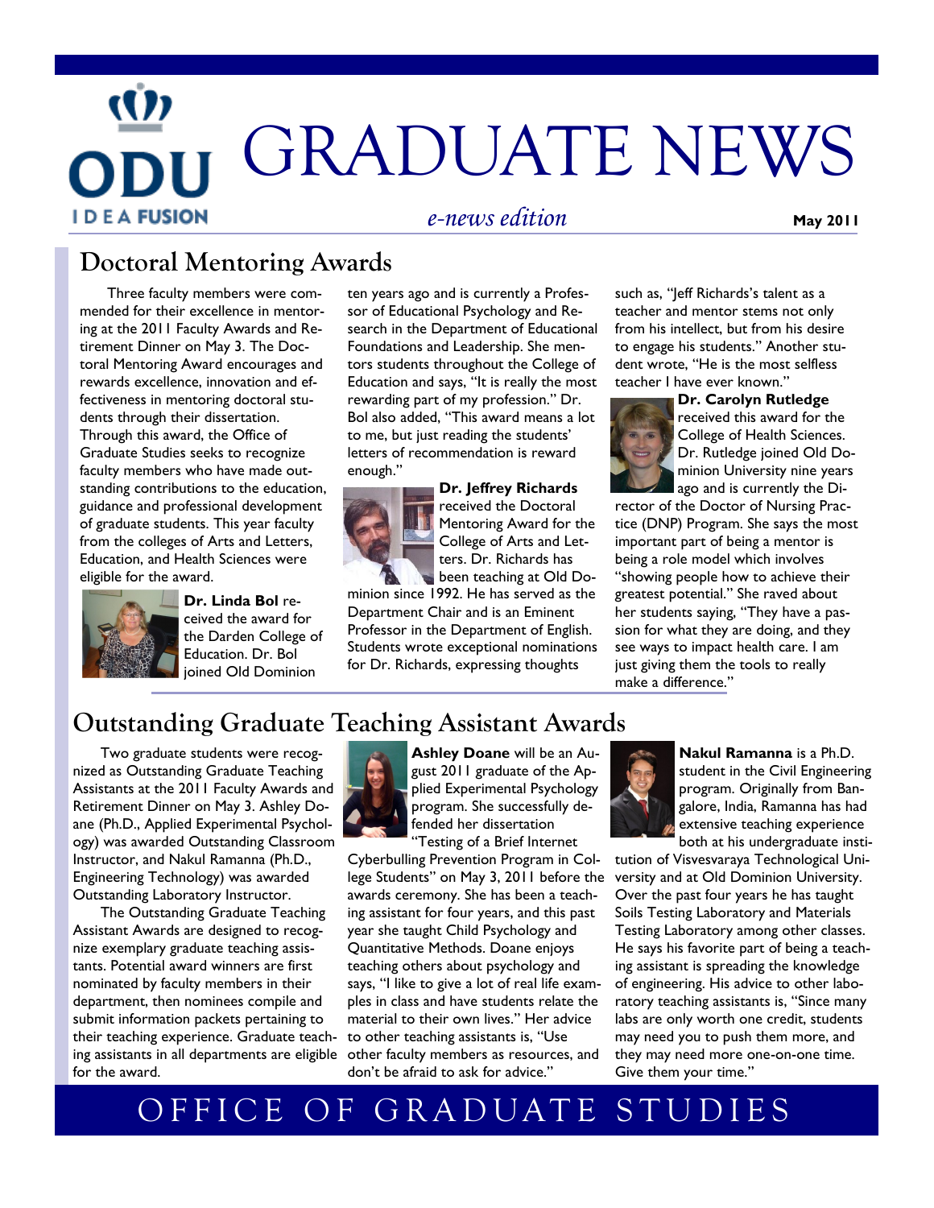# GRADUATE NEWS

*e-news edition*

**May 2011**

## Doctoral Mentoring Awards

Three faculty members were commended for their excellence in mentoring at the 2011 Faculty Awards and Retirement Dinner on May 3. The Doctoral Mentoring Award encourages and rewards excellence, innovation and effectiveness in mentoring doctoral students through their dissertation. Through this award, the Office of Graduate Studies seeks to recognize faculty members who have made outstanding contributions to the education, guidance and professional development of graduate students. This year faculty from the colleges of Arts and Letters, Education, and Health Sciences were eligible for the award.

**Dr. Linda Bol** received the award for the Darden College of Education. Dr. Bol joined Old Dominion ten years ago and is currently a Professor of Educational Psychology and Research in the Department of Educational Foundations and Leadership. She mentors students throughout the College of Education and says, "It is really the most rewarding part of my profession." Dr. Bol also added, "This award means a lot to me, but just reading the students' letters of recommendation is reward enough."

**Dr. Jeffrey Richards** received the Doctoral Mentoring Award for the College of Arts and Letters. Dr. Richards has been teaching at Old Dominion since 1992. He has served as the Department Chair and is an Eminent Professor in the Department of English. Students wrote exceptional nominations for Dr. Richards, expressing thoughts such as, "Jeff Richards's talent as a teacher and mentor stems not only from his intellect, but from his desire to engage his students." Another student wrote, "He is the most selfless teacher I have ever known."

**Dr. Carolyn Rutledge** received this award for the College of Health Sciences. Dr. Rutledge joined Old Dominion University nine years ago and is currently the Director of the Doctor of Nursing Practice (DNP) Program. She says the most important part of being a mentor is being a role model which involves "showing people how to achieve their greatest potential." She raved about her students saying, "They have a passion for what they are doing, and they see ways to impact health care. I am just giving them the tools to really make a difference."

## Outstanding Graduate Teaching Assistant Awards

Two graduate students were recognized as Outstanding Graduate Teaching Assistants at the 2011 Faculty Awards and Retirement Dinner on May 3. Ashley Doane (Ph.D., Applied Experimental Psychology) was awarded Outstanding Classroom Instructor, and Nakul Ramanna (Ph.D., Engineering Technology) was awarded Outstanding Laboratory Instructor.

The Outstanding Graduate Teaching Assistant Awards are designed to recognize exemplary graduate teaching assistants. Potential award winners are first nominated by faculty members in their department, then nominees compile and submit information packets pertaining to their teaching experience. Graduate teaching assistants in all departments are eligible for the award.

**Ashley Doane** will be an August 2011 graduate of the Applied Experimental Psychology program. She successfully defended her dissertation "Testing of a Brief Internet Cyberbulling Prevention Program in College Students" on May 3, 2011 before the awards ceremony. She has been a teaching assistant for four years, and this past year she taught Child Psychology and Quantitative Methods. Doane enjoys teaching others about psychology and says, "I like to give a lot of real life examples in class and have students relate the material to their own lives." Her advice to other teaching assistants is, "Use other faculty members as resources, and don't be afraid to ask for advice."

**Nakul Ramanna** is a Ph.D. student in the Civil Engineering program. Originally from Bangalore, India, Ramanna has had extensive teaching experience both at his undergraduate institution of Visvesvaraya Technological University and at Old Dominion University. Over the past four years he has taught Soils Testing Laboratory and Materials Testing Laboratory among other classes. He says his favorite part of being a teaching assistant is spreading the knowledge of engineering. His advice to other laboratory teaching assistants is, "Since many labs are only worth one credit, students may need you to push them more, and they may need more one-on-one time. Give them your time."

OFFICE OF GRADUATE STUDIES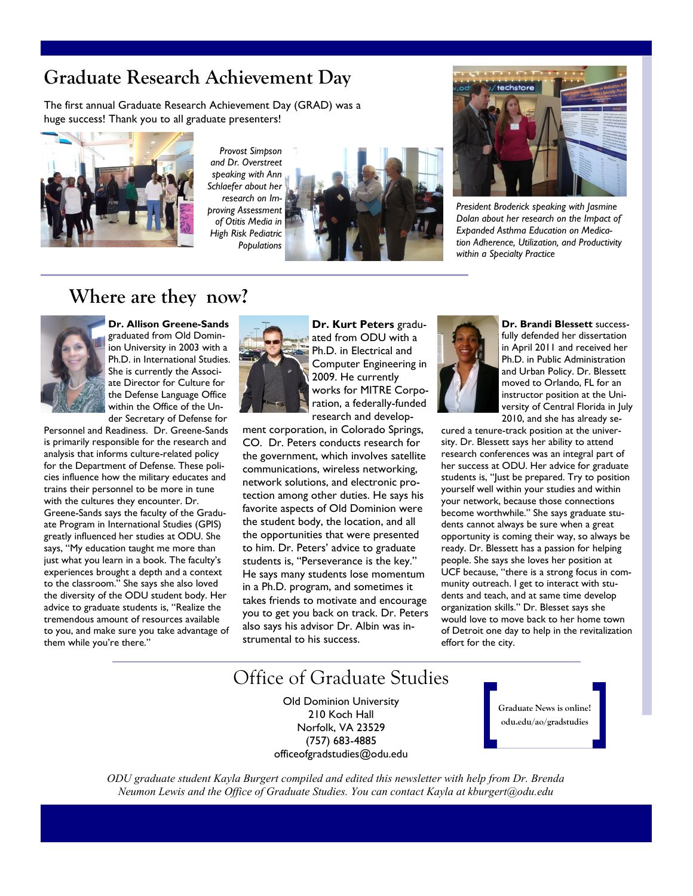## Graduate Research Achievement Day

The first annual Graduate Research Achievement Day (GRAD) was a huge success! Thank you to all graduate presenters!

*Provost Simpson and Dr. Overstreet speaking with Ann Schlaefer about her research on Improving Assessment of Otitis Media in High Risk Pediatric Populations*

*President Broderick speaking with Jasmine Dolan about her research on the Impact of Expanded Asthma Education on Medication Adherence, Utilization, and Productivity within a Specialty Practice*

## Where are they now?

**Dr. Allison Greene-Sands** graduated from Old Dominion University in 2003 with a Ph.D. in International Studies. She is currently the Associate Director for Culture for the Defense Language Office within the Office of the Under Secretary of Defense for Personnel and Readiness. Dr. Greene-Sands is primarily responsible for the research and analysis that informs culture-related policy for the Department of Defense. These policies influence how the military educates and trains their personnel to be more in tune with the cultures they encounter. Dr. Greene-Sands says the faculty of the Graduate Program in International Studies (GPIS) greatly influenced her studies at ODU. She says, "My education taught me more than just what you learn in a book. The faculty's experiences brought a depth and a context to the classroom." She says she also loved the diversity of the ODU student body. Her advice to graduate students is, "Realize the tremendous amount of resources available to you, and make sure you take advantage of them while you're there."

**Dr. Kurt Peters** graduated from ODU with a Ph.D. in Electrical and Computer Engineering in 2009. He currently works for MITRE Corporation, a federally-funded research and development corporation, in Colorado Springs, CO. Dr. Peters conducts research for the government, which involves satellite communications, wireless networking, network solutions, and electronic protection among other duties. He says his favorite aspects of Old Dominion were the student body, the location, and all the opportunities that were presented to him. Dr. Peters' advice to graduate students is, "Perseverance is the key." He says many students lose momentum in a Ph.D. program, and sometimes it takes friends to motivate and encourage you to get you back on track. Dr. Peters also says his advisor Dr. Albin was instrumental to his success.

**Dr. Brandi Blessett** successfully defended her dissertation in April 2011 and received her Ph.D. in Public Administration and Urban Policy. Dr. Blessett moved to Orlando, FL for an instructor position at the University of Central Florida in July 2010, and she has already secured a tenure-track position at the university. Dr. Blessett says her ability to attend research conferences was an integral part of her success at ODU. Her advice for graduate students is, "Just be prepared. Try to position yourself well within your studies and within your network, because those connections become worthwhile." She says graduate students cannot always be sure when a great opportunity is coming their way, so always be ready. Dr. Blessett has a passion for helping people. She says she loves her position at UCF because, "there is a strong focus in community outreach. I get to interact with students and teach, and at same time develop organization skills." Dr. Blesset says she would love to move back to her home town of Detroit one day to help in the revitalization effort for the city.

## Office of Graduate Studies

Old Dominion University
210 Koch Hall
Norfolk, VA 23529
(757) 683-4885
officeofgradstudies@odu.edu

Graduate News is online!
odu.edu/ao/gradstudies

*ODU graduate student Kayla Burgert compiled and edited this newsletter with help from Dr. Brenda Neumon Lewis and the Office of Graduate Studies. You can contact Kayla at kburgert@odu.edu*